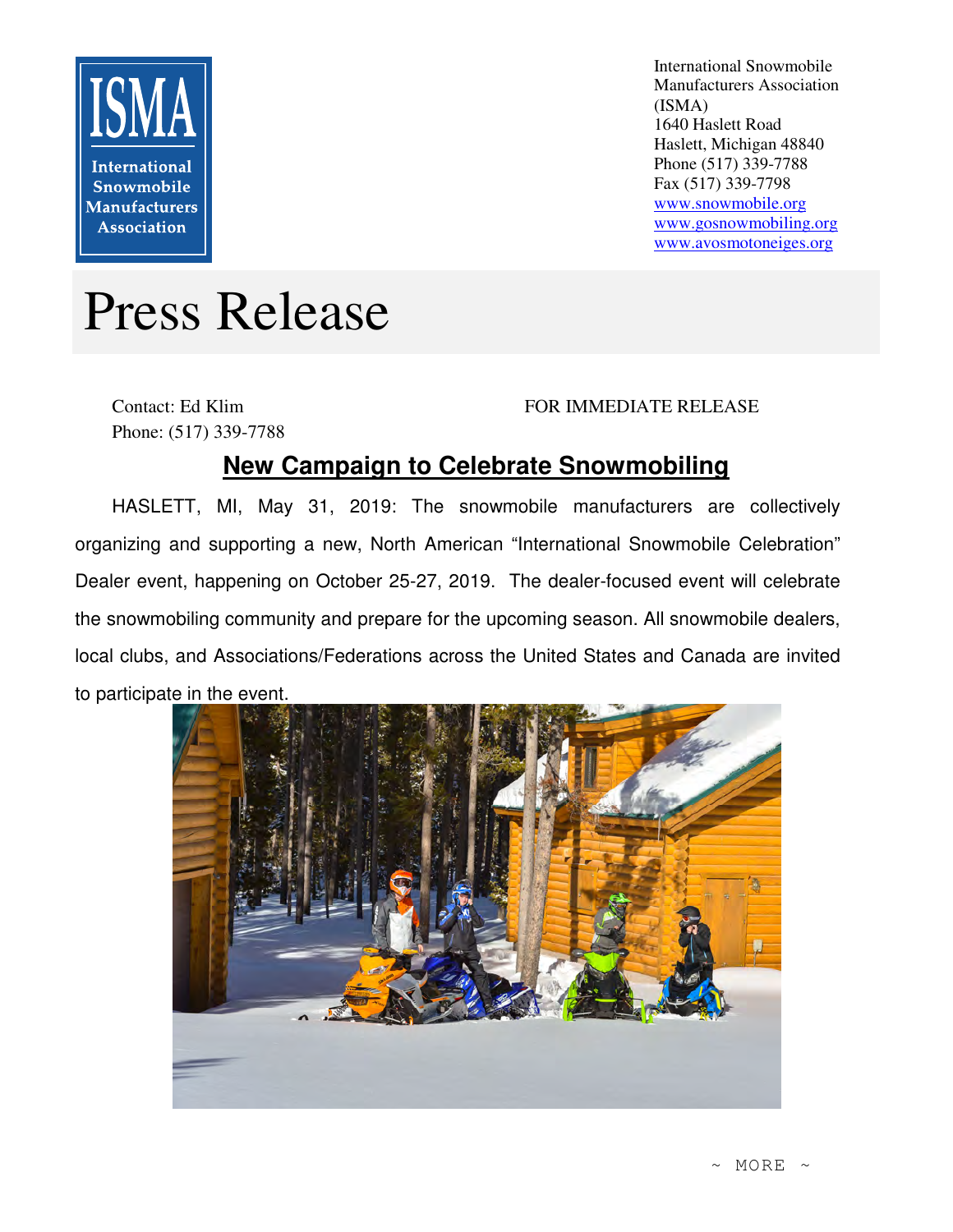ISMA

International Snowmobile Manufacturers Association

International Snowmobile Manufacturers Association (ISMA)
1640 Haslett Road
Haslett, Michigan 48840
Phone (517) 339-7788
Fax (517) 339-7798
www.snowmobile.org
www.gosnowmobiling.org
www.avosmotoneiges.org

# Press Release

Contact: Ed Klim
Phone: (517) 339-7788

FOR IMMEDIATE RELEASE

## New Campaign to Celebrate Snowmobiling

HASLETT, MI, May 31, 2019: The snowmobile manufacturers are collectively organizing and supporting a new, North American "International Snowmobile Celebration" Dealer event, happening on October 25-27, 2019. The dealer-focused event will celebrate the snowmobiling community and prepare for the upcoming season. All snowmobile dealers, local clubs, and Associations/Federations across the United States and Canada are invited to participate in the event.

~ MORE ~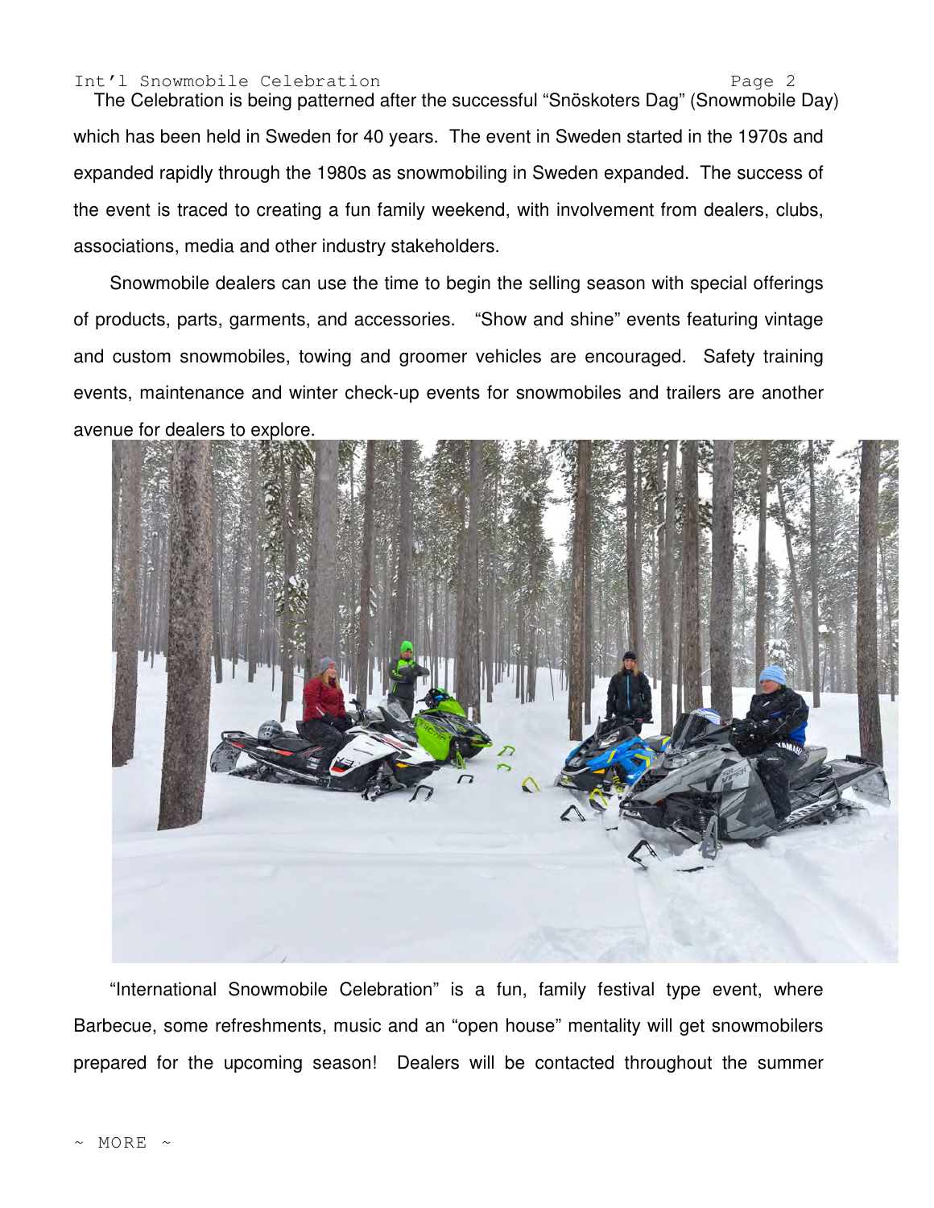The Celebration is being patterned after the successful "Snöskoters Dag" (Snowmobile Day) which has been held in Sweden for 40 years. The event in Sweden started in the 1970s and expanded rapidly through the 1980s as snowmobiling in Sweden expanded. The success of the event is traced to creating a fun family weekend, with involvement from dealers, clubs, associations, media and other industry stakeholders.

Snowmobile dealers can use the time to begin the selling season with special offerings of products, parts, garments, and accessories. "Show and shine" events featuring vintage and custom snowmobiles, towing and groomer vehicles are encouraged. Safety training events, maintenance and winter check-up events for snowmobiles and trailers are another avenue for dealers to explore.

"International Snowmobile Celebration" is a fun, family festival type event, where Barbecue, some refreshments, music and an "open house" mentality will get snowmobilers prepared for the upcoming season! Dealers will be contacted throughout the summer

~ MORE ~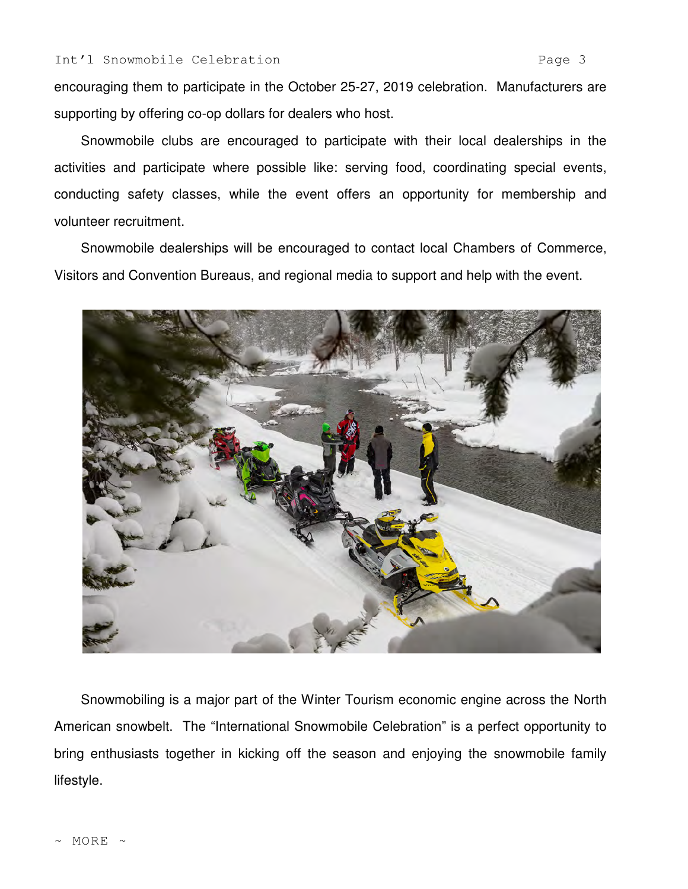encouraging them to participate in the October 25-27, 2019 celebration. Manufacturers are supporting by offering co-op dollars for dealers who host.

Snowmobile clubs are encouraged to participate with their local dealerships in the activities and participate where possible like: serving food, coordinating special events, conducting safety classes, while the event offers an opportunity for membership and volunteer recruitment.

Snowmobile dealerships will be encouraged to contact local Chambers of Commerce, Visitors and Convention Bureaus, and regional media to support and help with the event.

Snowmobiling is a major part of the Winter Tourism economic engine across the North American snowbelt. The "International Snowmobile Celebration" is a perfect opportunity to bring enthusiasts together in kicking off the season and enjoying the snowmobile family lifestyle.

~ MORE ~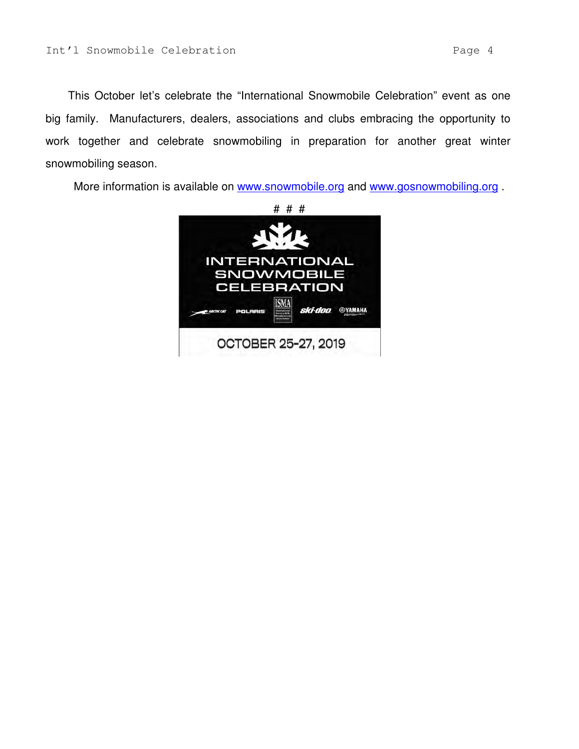This October let's celebrate the "International Snowmobile Celebration" event as one big family. Manufacturers, dealers, associations and clubs embracing the opportunity to work together and celebrate snowmobiling in preparation for another great winter snowmobiling season.

More information is available on www.snowmobile.org and www.gosnowmobiling.org .

# # #

INTERNATIONAL SNOWMOBILE CELEBRATION

ARCTIC CAT POLARIS ISMA ski-doo YAMAHA

OCTOBER 25-27, 2019